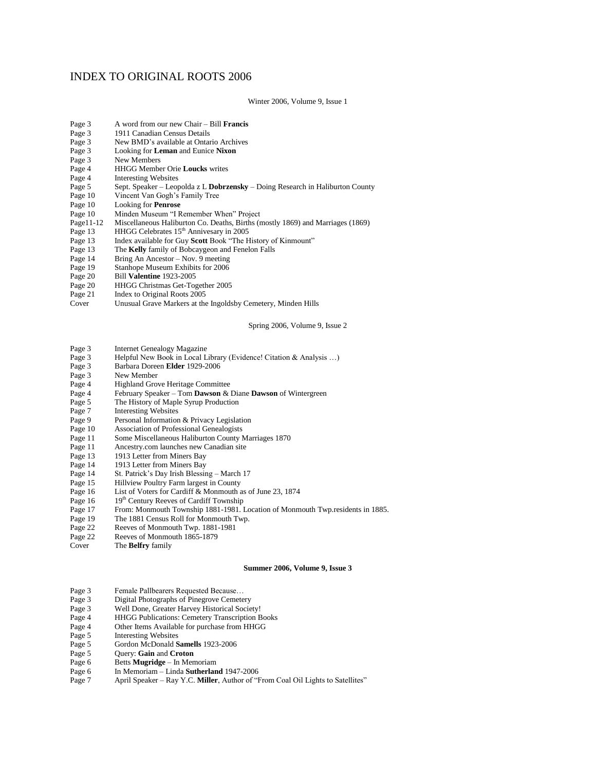# INDEX TO ORIGINAL ROOTS 2006

Winter 2006, Volume 9, Issue 1

| | |
|---|---|
| Page 3 | A word from our new Chair – Bill **Francis** |
| Page 3 | 1911 Canadian Census Details |
| Page 3 | New BMD's available at Ontario Archives |
| Page 3 | Looking for **Leman** and Eunice **Nixon** |
| Page 3 | New Members |
| Page 4 | HHGG Member Orie **Loucks** writes |
| Page 4 | Interesting Websites |
| Page 5 | Sept. Speaker – Leopolda z L **Dobrzensky** – Doing Research in Haliburton County |
| Page 10 | Vincent Van Gogh's Family Tree |
| Page 10 | Looking for **Penrose** |
| Page 10 | Minden Museum "I Remember When" Project |
| Page11-12 | Miscellaneous Haliburton Co. Deaths, Births (mostly 1869) and Marriages (1869) |
| Page 13 | HHGG Celebrates 15th Annivesary in 2005 |
| Page 13 | Index available for Guy **Scott** Book "The History of Kinmount" |
| Page 13 | The **Kelly** family of Bobcaygeon and Fenelon Falls |
| Page 14 | Bring An Ancestor – Nov. 9 meeting |
| Page 19 | Stanhope Museum Exhibits for 2006 |
| Page 20 | Bill **Valentine** 1923-2005 |
| Page 20 | HHGG Christmas Get-Together 2005 |
| Page 21 | Index to Original Roots 2005 |
| Cover | Unusual Grave Markers at the Ingoldsby Cemetery, Minden Hills |

Spring 2006, Volume 9, Issue 2

| | |
|---|---|
| Page 3 | Internet Genealogy Magazine |
| Page 3 | Helpful New Book in Local Library (Evidence! Citation & Analysis …) |
| Page 3 | Barbara Doreen **Elder** 1929-2006 |
| Page 3 | New Member |
| Page 4 | Highland Grove Heritage Committee |
| Page 4 | February Speaker – Tom **Dawson** & Diane **Dawson** of Wintergreen |
| Page 5 | The History of Maple Syrup Production |
| Page 7 | Interesting Websites |
| Page 9 | Personal Information & Privacy Legislation |
| Page 10 | Association of Professional Genealogists |
| Page 11 | Some Miscellaneous Haliburton County Marriages 1870 |
| Page 11 | Ancestry.com launches new Canadian site |
| Page 13 | 1913 Letter from Miners Bay |
| Page 14 | 1913 Letter from Miners Bay |
| Page 14 | St. Patrick's Day Irish Blessing – March 17 |
| Page 15 | Hillview Poultry Farm largest in County |
| Page 16 | List of Voters for Cardiff & Monmouth as of June 23, 1874 |
| Page 16 | 19th Century Reeves of Cardiff Township |
| Page 17 | From: Monmouth Township 1881-1981. Location of Monmouth Twp.residents in 1885. |
| Page 19 | The 1881 Census Roll for Monmouth Twp. |
| Page 22 | Reeves of Monmouth Twp. 1881-1981 |
| Page 22 | Reeves of Monmouth 1865-1879 |
| Cover | The **Belfry** family |

**Summer 2006, Volume 9, Issue 3**

| | |
|---|---|
| Page 3 | Female Pallbearers Requested Because… |
| Page 3 | Digital Photographs of Pinegrove Cemetery |
| Page 3 | Well Done, Greater Harvey Historical Society! |
| Page 4 | HHGG Publications: Cemetery Transcription Books |
| Page 4 | Other Items Available for purchase from HHGG |
| Page 5 | Interesting Websites |
| Page 5 | Gordon McDonald **Samells** 1923-2006 |
| Page 5 | Query: **Gain** and **Croton** |
| Page 6 | Betts **Mugridge** – In Memoriam |
| Page 6 | In Memoriam – Linda **Sutherland** 1947-2006 |
| Page 7 | April Speaker – Ray Y.C. **Miller**, Author of "From Coal Oil Lights to Satellites" |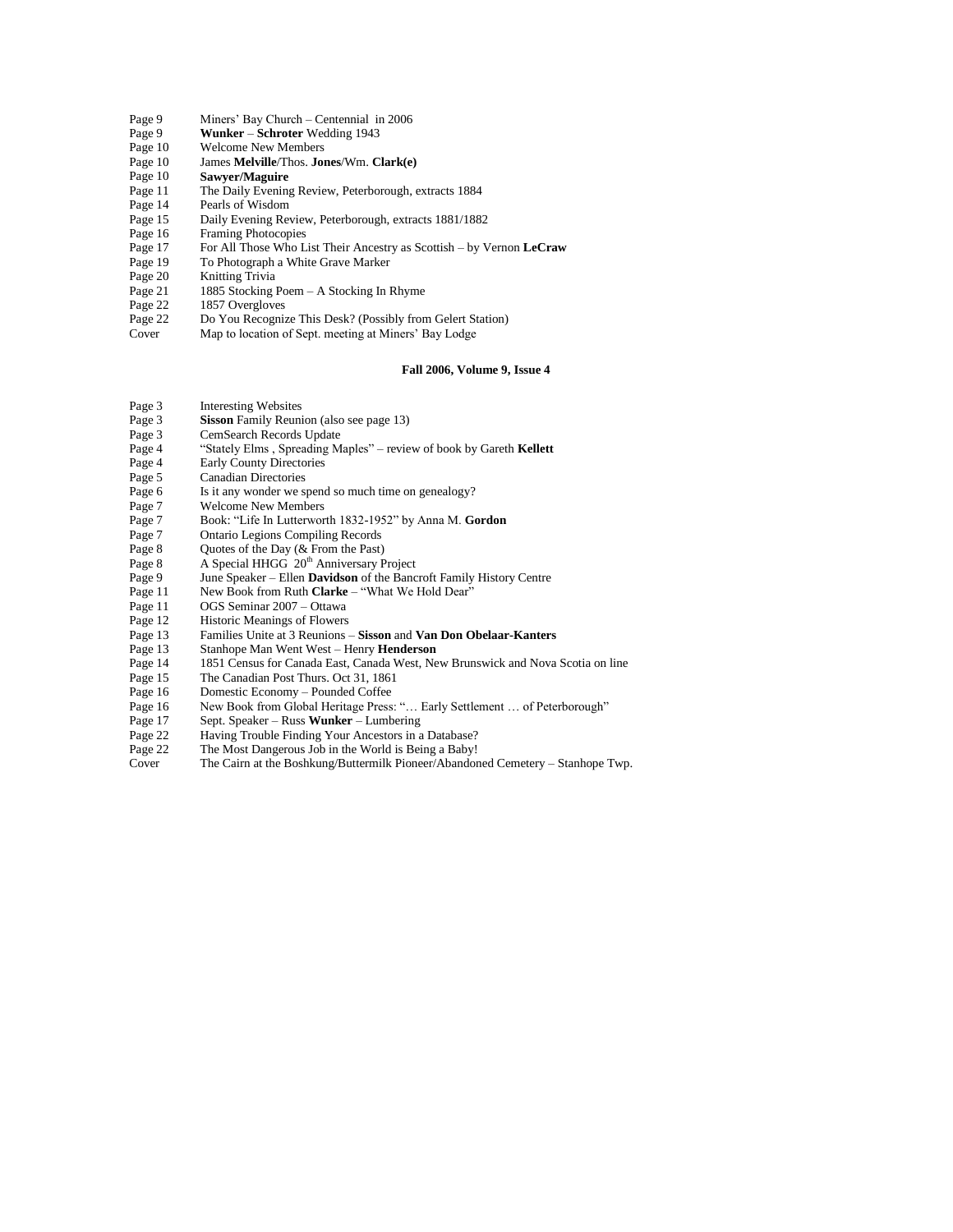| | |
|---|---|
| Page 9 | Miners' Bay Church – Centennial in 2006 |
| Page 9 | **Wunker** – **Schroter** Wedding 1943 |
| Page 10 | Welcome New Members |
| Page 10 | James **Melville**/Thos. **Jones**/Wm. **Clark(e)** |
| Page 10 | **Sawyer/Maguire** |
| Page 11 | The Daily Evening Review, Peterborough, extracts 1884 |
| Page 14 | Pearls of Wisdom |
| Page 15 | Daily Evening Review, Peterborough, extracts 1881/1882 |
| Page 16 | Framing Photocopies |
| Page 17 | For All Those Who List Their Ancestry as Scottish – by Vernon **LeCraw** |
| Page 19 | To Photograph a White Grave Marker |
| Page 20 | Knitting Trivia |
| Page 21 | 1885 Stocking Poem – A Stocking In Rhyme |
| Page 22 | 1857 Overgloves |
| Page 22 | Do You Recognize This Desk? (Possibly from Gelert Station) |
| Cover | Map to location of Sept. meeting at Miners' Bay Lodge |

**Fall 2006, Volume 9, Issue 4**

| | |
|---|---|
| Page 3 | Interesting Websites |
| Page 3 | **Sisson** Family Reunion (also see page 13) |
| Page 3 | CemSearch Records Update |
| Page 4 | "Stately Elms , Spreading Maples" – review of book by Gareth **Kellett** |
| Page 4 | Early County Directories |
| Page 5 | Canadian Directories |
| Page 6 | Is it any wonder we spend so much time on genealogy? |
| Page 7 | Welcome New Members |
| Page 7 | Book: "Life In Lutterworth 1832-1952" by Anna M. **Gordon** |
| Page 7 | Ontario Legions Compiling Records |
| Page 8 | Quotes of the Day (& From the Past) |
| Page 8 | A Special HHGG 20th Anniversary Project |
| Page 9 | June Speaker – Ellen **Davidson** of the Bancroft Family History Centre |
| Page 11 | New Book from Ruth **Clarke** – "What We Hold Dear" |
| Page 11 | OGS Seminar 2007 – Ottawa |
| Page 12 | Historic Meanings of Flowers |
| Page 13 | Families Unite at 3 Reunions – **Sisson** and **Van Don Obelaar-Kanters** |
| Page 13 | Stanhope Man Went West – Henry **Henderson** |
| Page 14 | 1851 Census for Canada East, Canada West, New Brunswick and Nova Scotia on line |
| Page 15 | The Canadian Post Thurs. Oct 31, 1861 |
| Page 16 | Domestic Economy – Pounded Coffee |
| Page 16 | New Book from Global Heritage Press: "… Early Settlement … of Peterborough" |
| Page 17 | Sept. Speaker – Russ **Wunker** – Lumbering |
| Page 22 | Having Trouble Finding Your Ancestors in a Database? |
| Page 22 | The Most Dangerous Job in the World is Being a Baby! |
| Cover | The Cairn at the Boshkung/Buttermilk Pioneer/Abandoned Cemetery – Stanhope Twp. |